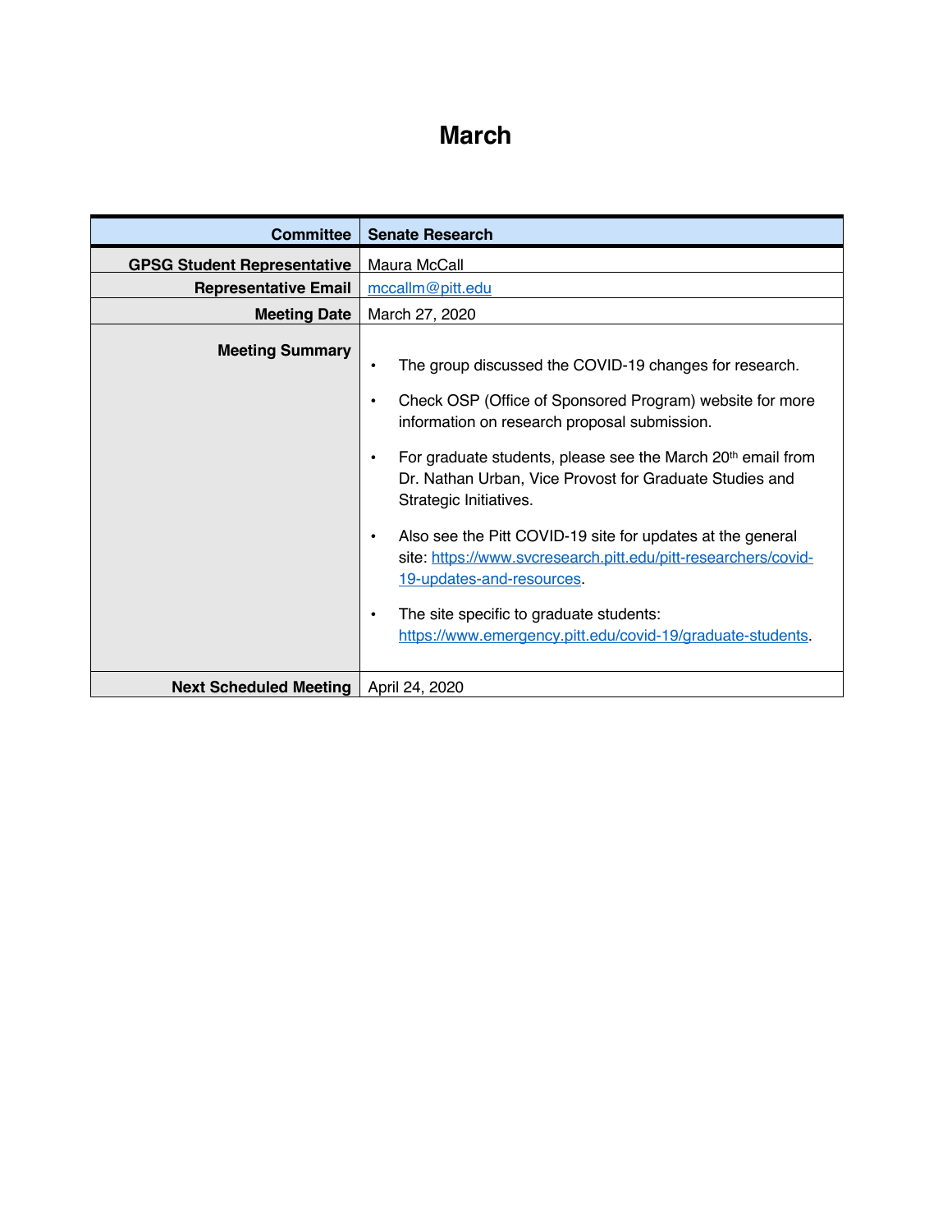# March

| Committee | Senate Research |
|---|---|
| GPSG Student Representative | Maura McCall |
| Representative Email | mccallm@pitt.edu |
| Meeting Date | March 27, 2020 |
| Meeting Summary | • The group discussed the COVID-19 changes for research.<br>• Check OSP (Office of Sponsored Program) website for more information on research proposal submission.<br>• For graduate students, please see the March 20th email from Dr. Nathan Urban, Vice Provost for Graduate Studies and Strategic Initiatives.<br>• Also see the Pitt COVID-19 site for updates at the general site: https://www.svcresearch.pitt.edu/pitt-researchers/covid-19-updates-and-resources.<br>• The site specific to graduate students: https://www.emergency.pitt.edu/covid-19/graduate-students. |
| Next Scheduled Meeting | April 24, 2020 |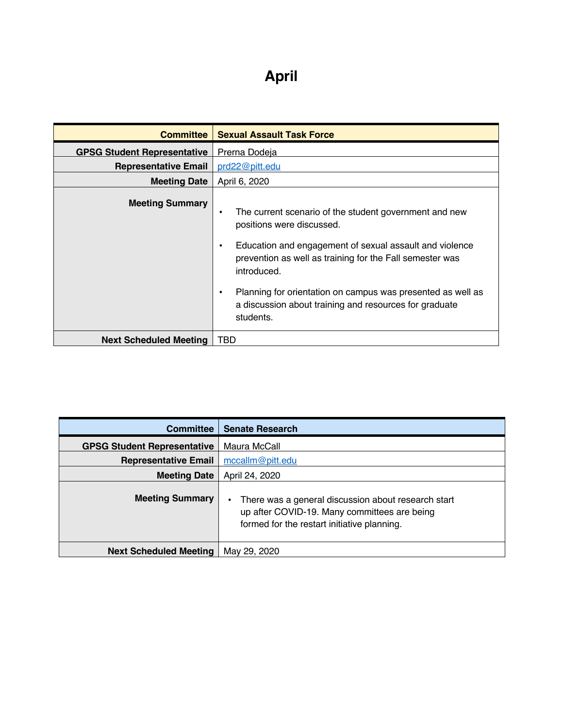# April

| Committee | Sexual Assault Task Force |
|---|---|
| GPSG Student Representative | Prerna Dodeja |
| Representative Email | prd22@pitt.edu |
| Meeting Date | April 6, 2020 |
| Meeting Summary | • The current scenario of the student government and new positions were discussed.<br>• Education and engagement of sexual assault and violence prevention as well as training for the Fall semester was introduced.<br>• Planning for orientation on campus was presented as well as a discussion about training and resources for graduate students. |
| Next Scheduled Meeting | TBD |

| Committee | Senate Research |
|---|---|
| GPSG Student Representative | Maura McCall |
| Representative Email | mccallm@pitt.edu |
| Meeting Date | April 24, 2020 |
| Meeting Summary | • There was a general discussion about research start up after COVID-19. Many committees are being formed for the restart initiative planning. |
| Next Scheduled Meeting | May 29, 2020 |